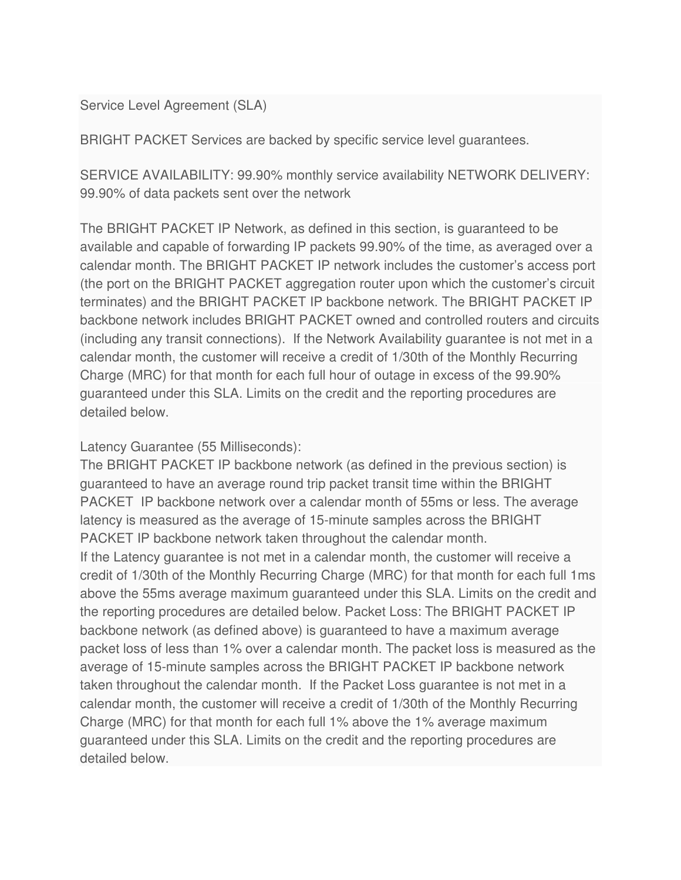Service Level Agreement (SLA)

BRIGHT PACKET Services are backed by specific service level guarantees.

SERVICE AVAILABILITY: 99.90% monthly service availability NETWORK DELIVERY: 99.90% of data packets sent over the network

The BRIGHT PACKET IP Network, as defined in this section, is guaranteed to be available and capable of forwarding IP packets 99.90% of the time, as averaged over a calendar month. The BRIGHT PACKET IP network includes the customer's access port (the port on the BRIGHT PACKET aggregation router upon which the customer's circuit terminates) and the BRIGHT PACKET IP backbone network. The BRIGHT PACKET IP backbone network includes BRIGHT PACKET owned and controlled routers and circuits (including any transit connections). If the Network Availability guarantee is not met in a calendar month, the customer will receive a credit of 1/30th of the Monthly Recurring Charge (MRC) for that month for each full hour of outage in excess of the 99.90% guaranteed under this SLA. Limits on the credit and the reporting procedures are detailed below.

Latency Guarantee (55 Milliseconds):
The BRIGHT PACKET IP backbone network (as defined in the previous section) is guaranteed to have an average round trip packet transit time within the BRIGHT PACKET IP backbone network over a calendar month of 55ms or less. The average latency is measured as the average of 15-minute samples across the BRIGHT PACKET IP backbone network taken throughout the calendar month.
If the Latency guarantee is not met in a calendar month, the customer will receive a credit of 1/30th of the Monthly Recurring Charge (MRC) for that month for each full 1ms above the 55ms average maximum guaranteed under this SLA. Limits on the credit and the reporting procedures are detailed below. Packet Loss: The BRIGHT PACKET IP backbone network (as defined above) is guaranteed to have a maximum average packet loss of less than 1% over a calendar month. The packet loss is measured as the average of 15-minute samples across the BRIGHT PACKET IP backbone network taken throughout the calendar month. If the Packet Loss guarantee is not met in a calendar month, the customer will receive a credit of 1/30th of the Monthly Recurring Charge (MRC) for that month for each full 1% above the 1% average maximum guaranteed under this SLA. Limits on the credit and the reporting procedures are detailed below.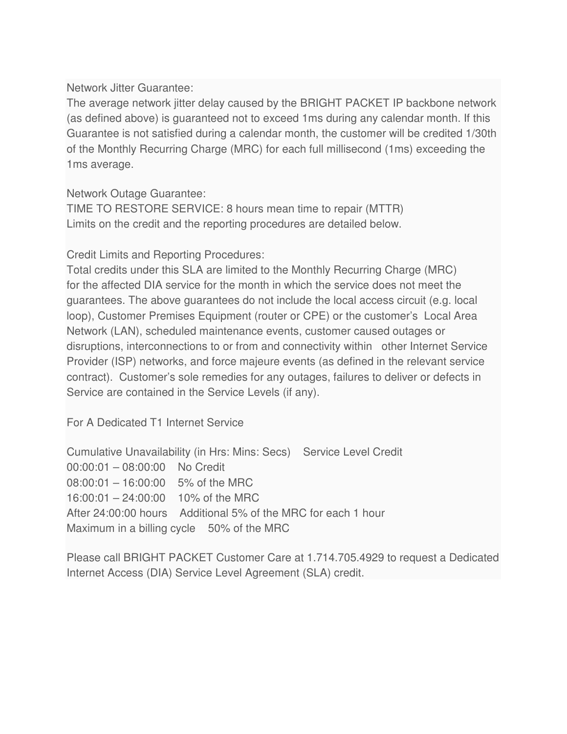Network Jitter Guarantee:
The average network jitter delay caused by the BRIGHT PACKET IP backbone network (as defined above) is guaranteed not to exceed 1ms during any calendar month. If this Guarantee is not satisfied during a calendar month, the customer will be credited 1/30th of the Monthly Recurring Charge (MRC) for each full millisecond (1ms) exceeding the 1ms average.

Network Outage Guarantee:
TIME TO RESTORE SERVICE: 8 hours mean time to repair (MTTR)
Limits on the credit and the reporting procedures are detailed below.

Credit Limits and Reporting Procedures:
Total credits under this SLA are limited to the Monthly Recurring Charge (MRC) for the affected DIA service for the month in which the service does not meet the guarantees. The above guarantees do not include the local access circuit (e.g. local loop), Customer Premises Equipment (router or CPE) or the customer's Local Area Network (LAN), scheduled maintenance events, customer caused outages or disruptions, interconnections to or from and connectivity within other Internet Service Provider (ISP) networks, and force majeure events (as defined in the relevant service contract). Customer's sole remedies for any outages, failures to deliver or defects in Service are contained in the Service Levels (if any).

For A Dedicated T1 Internet Service

| Cumulative Unavailability (in Hrs: Mins: Secs) | Service Level Credit |
|---|---|
| 00:00:01 – 08:00:00 | No Credit |
| 08:00:01 – 16:00:00 | 5% of the MRC |
| 16:00:01 – 24:00:00 | 10% of the MRC |
| After 24:00:00 hours | Additional 5% of the MRC for each 1 hour |
| Maximum in a billing cycle | 50% of the MRC |

Please call BRIGHT PACKET Customer Care at 1.714.705.4929 to request a Dedicated Internet Access (DIA) Service Level Agreement (SLA) credit.